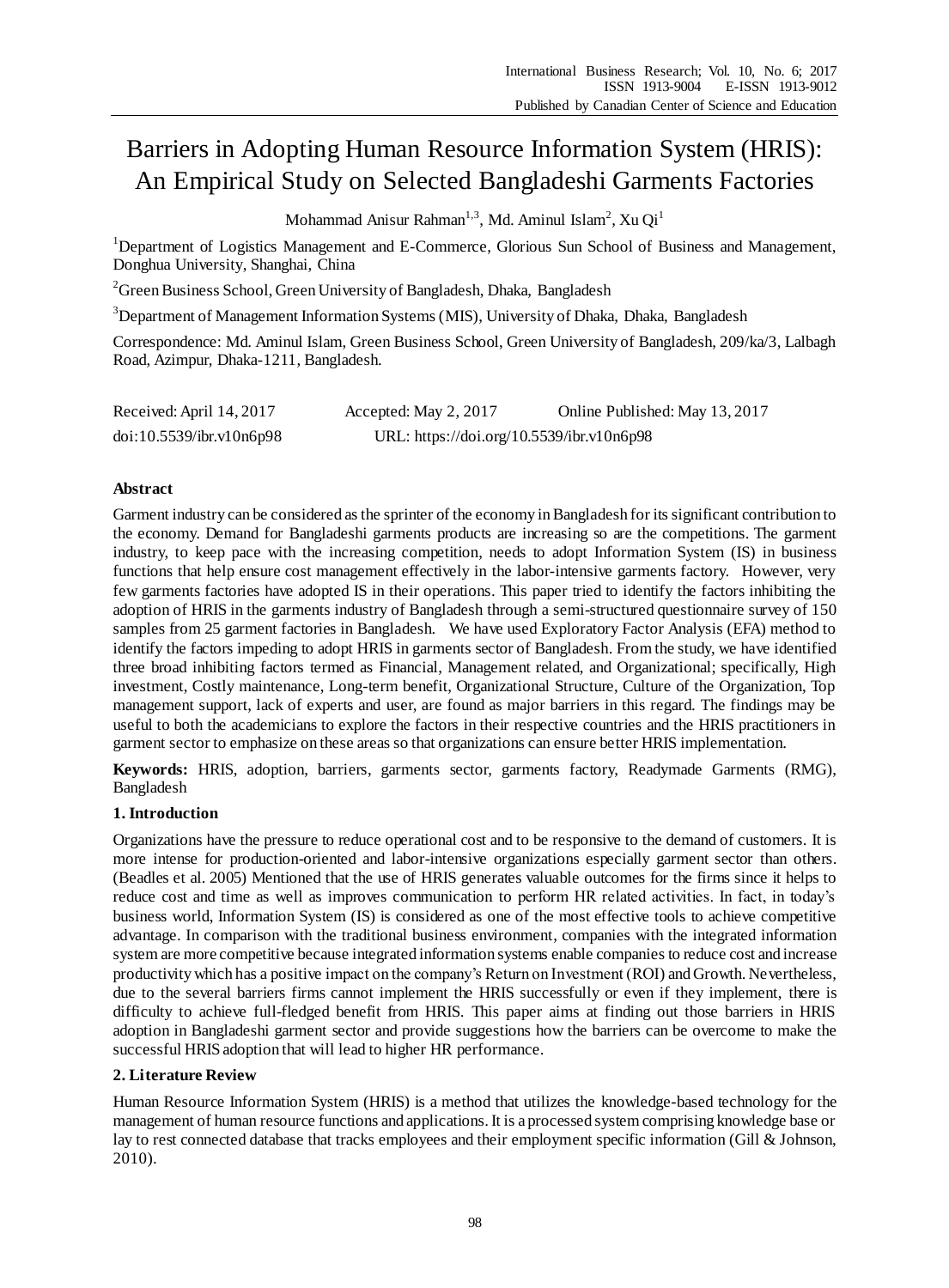# Barriers in Adopting Human Resource Information System (HRIS): An Empirical Study on Selected Bangladeshi Garments Factories

Mohammad Anisur Rahman[1,3], Md. Aminul Islam[2], Xu Qi[1]

[1]Department of Logistics Management and E-Commerce, Glorious Sun School of Business and Management, Donghua University, Shanghai, China

[2]Green Business School, Green University of Bangladesh, Dhaka, Bangladesh

[3]Department of Management Information Systems (MIS), University of Dhaka, Dhaka, Bangladesh

Correspondence: Md. Aminul Islam, Green Business School, Green University of Bangladesh, 209/ka/3, Lalbagh Road, Azimpur, Dhaka-1211, Bangladesh.

Received: April 14, 2017 Accepted: May 2, 2017 Online Published: May 13, 2017

doi:10.5539/ibr.v10n6p98 URL: https://doi.org/10.5539/ibr.v10n6p98

## Abstract

Garment industry can be considered as the sprinter of the economy in Bangladesh for its significant contribution to the economy. Demand for Bangladeshi garments products are increasing so are the competitions. The garment industry, to keep pace with the increasing competition, needs to adopt Information System (IS) in business functions that help ensure cost management effectively in the labor-intensive garments factory. However, very few garments factories have adopted IS in their operations. This paper tried to identify the factors inhibiting the adoption of HRIS in the garments industry of Bangladesh through a semi-structured questionnaire survey of 150 samples from 25 garment factories in Bangladesh. We have used Exploratory Factor Analysis (EFA) method to identify the factors impeding to adopt HRIS in garments sector of Bangladesh. From the study, we have identified three broad inhibiting factors termed as Financial, Management related, and Organizational; specifically, High investment, Costly maintenance, Long-term benefit, Organizational Structure, Culture of the Organization, Top management support, lack of experts and user, are found as major barriers in this regard. The findings may be useful to both the academicians to explore the factors in their respective countries and the HRIS practitioners in garment sector to emphasize on these areas so that organizations can ensure better HRIS implementation.

**Keywords:** HRIS, adoption, barriers, garments sector, garments factory, Readymade Garments (RMG), Bangladesh

## 1. Introduction

Organizations have the pressure to reduce operational cost and to be responsive to the demand of customers. It is more intense for production-oriented and labor-intensive organizations especially garment sector than others. (Beadles et al. 2005) Mentioned that the use of HRIS generates valuable outcomes for the firms since it helps to reduce cost and time as well as improves communication to perform HR related activities. In fact, in today's business world, Information System (IS) is considered as one of the most effective tools to achieve competitive advantage. In comparison with the traditional business environment, companies with the integrated information system are more competitive because integrated information systems enable companies to reduce cost and increase productivity which has a positive impact on the company's Return on Investment (ROI) and Growth. Nevertheless, due to the several barriers firms cannot implement the HRIS successfully or even if they implement, there is difficulty to achieve full-fledged benefit from HRIS. This paper aims at finding out those barriers in HRIS adoption in Bangladeshi garment sector and provide suggestions how the barriers can be overcome to make the successful HRIS adoption that will lead to higher HR performance.

## 2. Literature Review

Human Resource Information System (HRIS) is a method that utilizes the knowledge-based technology for the management of human resource functions and applications. It is a processed system comprising knowledge base or lay to rest connected database that tracks employees and their employment specific information (Gill & Johnson, 2010).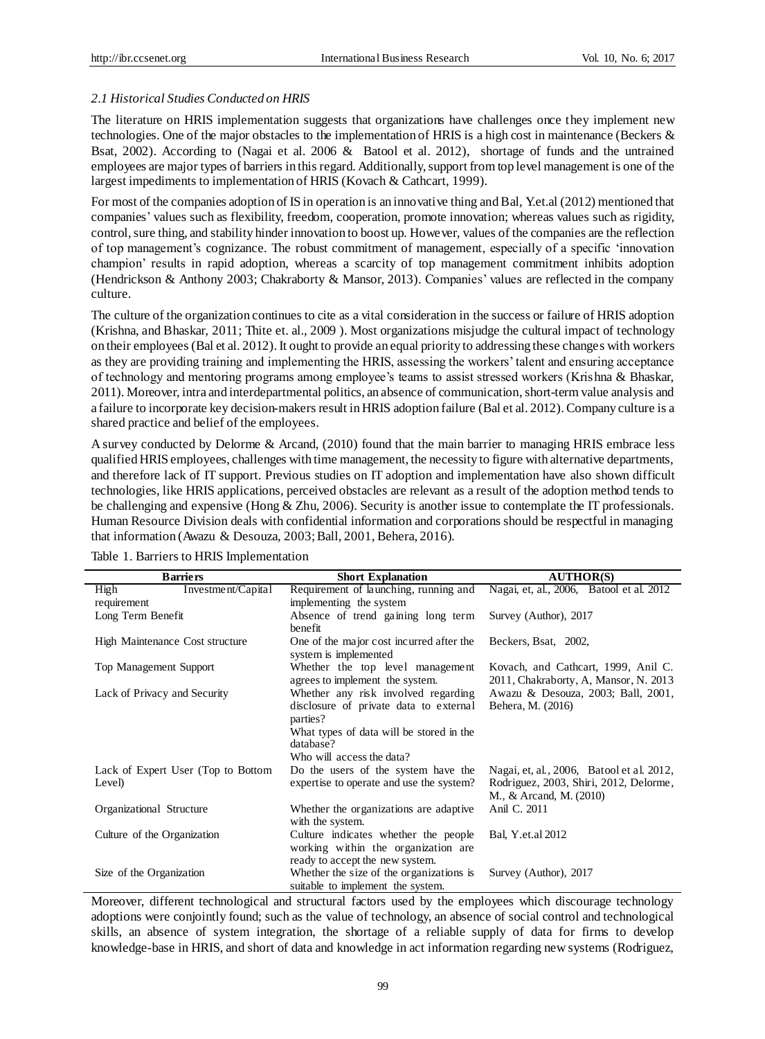### *2.1 Historical Studies Conducted on HRIS*

The literature on HRIS implementation suggests that organizations have challenges once they implement new technologies. One of the major obstacles to the implementation of HRIS is a high cost in maintenance (Beckers & Bsat, 2002). According to (Nagai et al. 2006 & Batool et al. 2012), shortage of funds and the untrained employees are major types of barriers in this regard. Additionally, support from top level management is one of the largest impediments to implementation of HRIS (Kovach & Cathcart, 1999).

For most of the companies adoption of IS in operation is an innovative thing and Bal, Y.et.al (2012) mentioned that companies' values such as flexibility, freedom, cooperation, promote innovation; whereas values such as rigidity, control, sure thing, and stability hinder innovation to boost up. However, values of the companies are the reflection of top management's cognizance. The robust commitment of management, especially of a specific 'innovation champion' results in rapid adoption, whereas a scarcity of top management commitment inhibits adoption (Hendrickson & Anthony 2003; Chakraborty & Mansor, 2013). Companies' values are reflected in the company culture.

The culture of the organization continues to cite as a vital consideration in the success or failure of HRIS adoption (Krishna, and Bhaskar, 2011; Thite et. al., 2009 ). Most organizations misjudge the cultural impact of technology on their employees (Bal et al. 2012). It ought to provide an equal priority to addressing these changes with workers as they are providing training and implementing the HRIS, assessing the workers' talent and ensuring acceptance of technology and mentoring programs among employee's teams to assist stressed workers (Krishna & Bhaskar, 2011). Moreover, intra and interdepartmental politics, an absence of communication, short-term value analysis and a failure to incorporate key decision-makers result in HRIS adoption failure (Bal et al. 2012). Company culture is a shared practice and belief of the employees.

A survey conducted by Delorme & Arcand, (2010) found that the main barrier to managing HRIS embrace less qualified HRIS employees, challenges with time management, the necessity to figure with alternative departments, and therefore lack of IT support. Previous studies on IT adoption and implementation have also shown difficult technologies, like HRIS applications, perceived obstacles are relevant as a result of the adoption method tends to be challenging and expensive (Hong & Zhu, 2006). Security is another issue to contemplate the IT professionals. Human Resource Division deals with confidential information and corporations should be respectful in managing that information (Awazu & Desouza, 2003; Ball, 2001, Behera, 2016).

Table 1. Barriers to HRIS Implementation

| Barriers | Short Explanation | AUTHOR(S) |
|---|---|---|
| High Investment/Capital requirement | Requirement of launching, running and implementing the system | Nagai, et, al., 2006, Batool et al. 2012 |
| Long Term Benefit | Absence of trend gaining long term benefit | Survey (Author), 2017 |
| High Maintenance Cost structure | One of the major cost incurred after the system is implemented | Beckers, Bsat, 2002, |
| Top Management Support | Whether the top level management agrees to implement the system. | Kovach, and Cathcart, 1999, Anil C. 2011, Chakraborty, A, Mansor, N. 2013 |
| Lack of Privacy and Security | Whether any risk involved regarding disclosure of private data to external parties?<br>What types of data will be stored in the database?<br>Who will access the data? | Awazu & Desouza, 2003; Ball, 2001, Behera, M. (2016) |
| Lack of Expert User (Top to Bottom Level) | Do the users of the system have the expertise to operate and use the system? | Nagai, et, al., 2006, Batool et al. 2012, Rodriguez, 2003, Shiri, 2012, Delorme, M., & Arcand, M. (2010) |
| Organizational Structure | Whether the organizations are adaptive with the system. | Anil C. 2011 |
| Culture of the Organization | Culture indicates whether the people working within the organization are ready to accept the new system. | Bal, Y.et.al 2012 |
| Size of the Organization | Whether the size of the organizations is suitable to implement the system. | Survey (Author), 2017 |

Moreover, different technological and structural factors used by the employees which discourage technology adoptions were conjointly found; such as the value of technology, an absence of social control and technological skills, an absence of system integration, the shortage of a reliable supply of data for firms to develop knowledge-base in HRIS, and short of data and knowledge in act information regarding new systems (Rodriguez,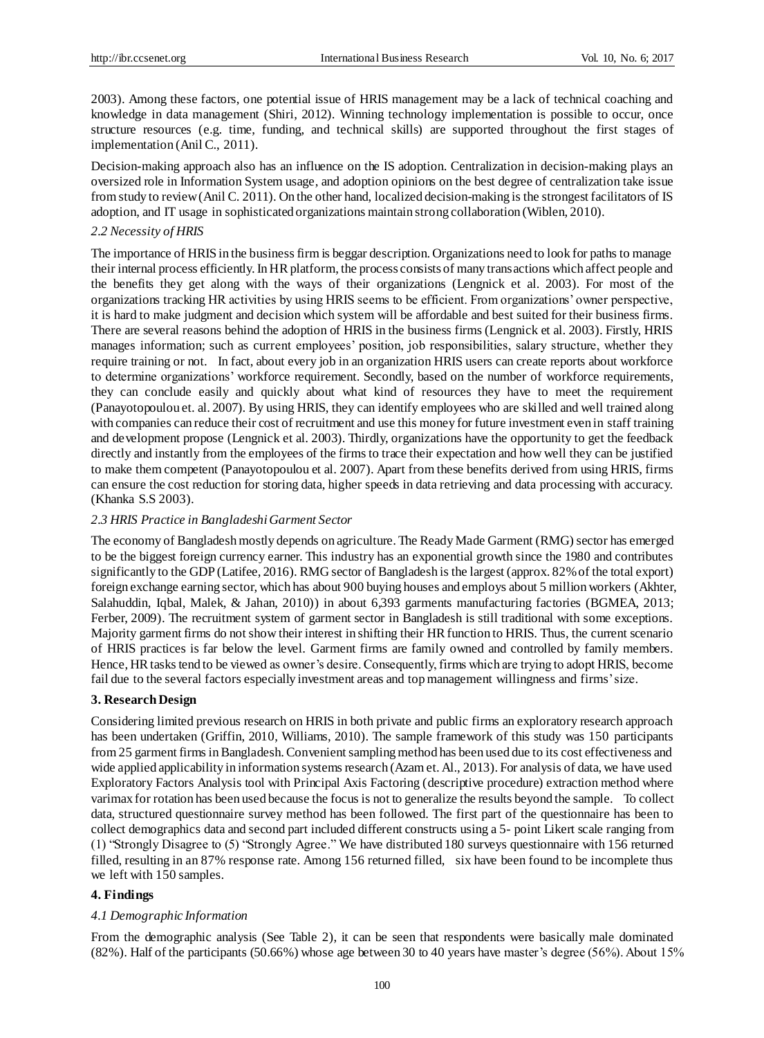2003). Among these factors, one potential issue of HRIS management may be a lack of technical coaching and knowledge in data management (Shiri, 2012). Winning technology implementation is possible to occur, once structure resources (e.g. time, funding, and technical skills) are supported throughout the first stages of implementation (Anil C., 2011).

Decision-making approach also has an influence on the IS adoption. Centralization in decision-making plays an oversized role in Information System usage, and adoption opinions on the best degree of centralization take issue from study to review (Anil C. 2011). On the other hand, localized decision-making is the strongest facilitators of IS adoption, and IT usage in sophisticated organizations maintain strong collaboration (Wiblen, 2010).

### *2.2 Necessity of HRIS*

The importance of HRIS in the business firm is beggar description. Organizations need to look for paths to manage their internal process efficiently. In HR platform, the process consists of many transactions which affect people and the benefits they get along with the ways of their organizations (Lengnick et al. 2003). For most of the organizations tracking HR activities by using HRIS seems to be efficient. From organizations' owner perspective, it is hard to make judgment and decision which system will be affordable and best suited for their business firms. There are several reasons behind the adoption of HRIS in the business firms (Lengnick et al. 2003). Firstly, HRIS manages information; such as current employees' position, job responsibilities, salary structure, whether they require training or not. In fact, about every job in an organization HRIS users can create reports about workforce to determine organizations' workforce requirement. Secondly, based on the number of workforce requirements, they can conclude easily and quickly about what kind of resources they have to meet the requirement (Panayotopoulou et. al. 2007). By using HRIS, they can identify employees who are skilled and well trained along with companies can reduce their cost of recruitment and use this money for future investment even in staff training and development propose (Lengnick et al. 2003). Thirdly, organizations have the opportunity to get the feedback directly and instantly from the employees of the firms to trace their expectation and how well they can be justified to make them competent (Panayotopoulou et al. 2007). Apart from these benefits derived from using HRIS, firms can ensure the cost reduction for storing data, higher speeds in data retrieving and data processing with accuracy. (Khanka S.S 2003).

### *2.3 HRIS Practice in Bangladeshi Garment Sector*

The economy of Bangladesh mostly depends on agriculture. The Ready Made Garment (RMG) sector has emerged to be the biggest foreign currency earner. This industry has an exponential growth since the 1980 and contributes significantly to the GDP (Latifee, 2016). RMG sector of Bangladesh is the largest (approx. 82% of the total export) foreign exchange earning sector, which has about 900 buying houses and employs about 5 million workers (Akhter, Salahuddin, Iqbal, Malek, & Jahan, 2010)) in about 6,393 garments manufacturing factories (BGMEA, 2013; Ferber, 2009). The recruitment system of garment sector in Bangladesh is still traditional with some exceptions. Majority garment firms do not show their interest in shifting their HR function to HRIS. Thus, the current scenario of HRIS practices is far below the level. Garment firms are family owned and controlled by family members. Hence, HR tasks tend to be viewed as owner's desire. Consequently, firms which are trying to adopt HRIS, become fail due to the several factors especially investment areas and top management willingness and firms' size.

## **3. Research Design**

Considering limited previous research on HRIS in both private and public firms an exploratory research approach has been undertaken (Griffin, 2010, Williams, 2010). The sample framework of this study was 150 participants from 25 garment firms in Bangladesh. Convenient sampling method has been used due to its cost effectiveness and wide applied applicability in information systems research (Azam et. Al., 2013). For analysis of data, we have used Exploratory Factors Analysis tool with Principal Axis Factoring (descriptive procedure) extraction method where varimax for rotation has been used because the focus is not to generalize the results beyond the sample. To collect data, structured questionnaire survey method has been followed. The first part of the questionnaire has been to collect demographics data and second part included different constructs using a 5- point Likert scale ranging from (1) "Strongly Disagree to (5) "Strongly Agree." We have distributed 180 surveys questionnaire with 156 returned filled, resulting in an 87% response rate. Among 156 returned filled, six have been found to be incomplete thus we left with 150 samples.

## **4. Findings**

### *4.1 Demographic Information*

From the demographic analysis (See Table 2), it can be seen that respondents were basically male dominated (82%). Half of the participants (50.66%) whose age between 30 to 40 years have master's degree (56%). About 15%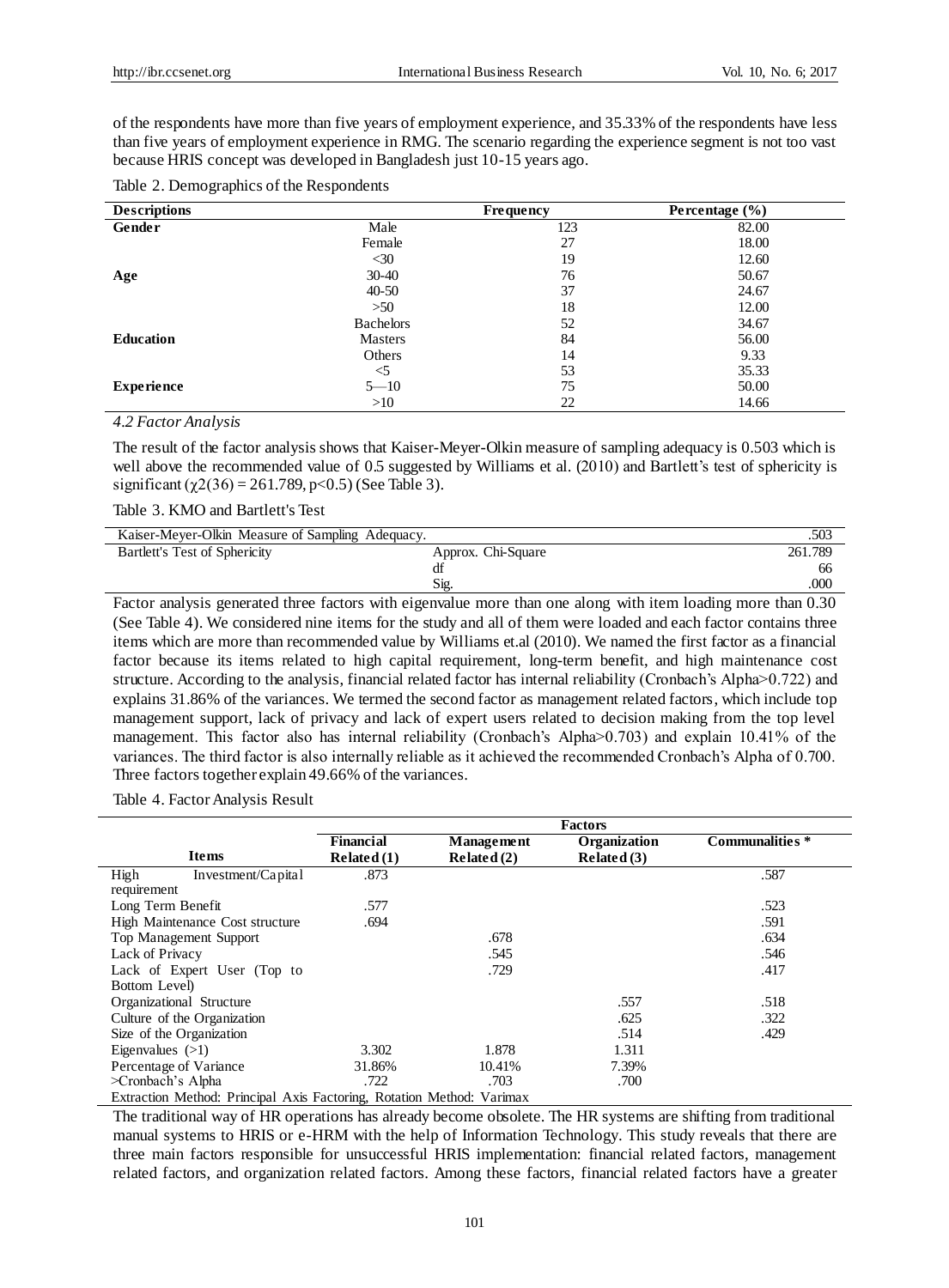of the respondents have more than five years of employment experience, and 35.33% of the respondents have less than five years of employment experience in RMG. The scenario regarding the experience segment is not too vast because HRIS concept was developed in Bangladesh just 10-15 years ago.

Table 2. Demographics of the Respondents

| Descriptions | | Frequency | Percentage (%) |
|---|---|---|---|
| **Gender** | Male | 123 | 82.00 |
| | Female | 27 | 18.00 |
| **Age** | <30 | 19 | 12.60 |
| | 30-40 | 76 | 50.67 |
| | 40-50 | 37 | 24.67 |
| | >50 | 18 | 12.00 |
| **Education** | Bachelors | 52 | 34.67 |
| | Masters | 84 | 56.00 |
| | Others | 14 | 9.33 |
| **Experience** | <5 | 53 | 35.33 |
| | 5—10 | 75 | 50.00 |
| | >10 | 22 | 14.66 |

### *4.2 Factor Analysis*

The result of the factor analysis shows that Kaiser-Meyer-Olkin measure of sampling adequacy is 0.503 which is well above the recommended value of 0.5 suggested by Williams et al. (2010) and Bartlett's test of sphericity is significant ($\chi 2(36) = 261.789$, $p<0.5$) (See Table 3).

Table 3. KMO and Bartlett's Test

| | | |
|---|---|---|
| Kaiser-Meyer-Olkin Measure of Sampling Adequacy. | | .503 |
| Bartlett's Test of Sphericity | Approx. Chi-Square | 261.789 |
| | df | 66 |
| | Sig. | .000 |

Factor analysis generated three factors with eigenvalue more than one along with item loading more than 0.30 (See Table 4). We considered nine items for the study and all of them were loaded and each factor contains three items which are more than recommended value by Williams et.al (2010). We named the first factor as a financial factor because its items related to high capital requirement, long-term benefit, and high maintenance cost structure. According to the analysis, financial related factor has internal reliability (Cronbach's Alpha>0.722) and explains 31.86% of the variances. We termed the second factor as management related factors, which include top management support, lack of privacy and lack of expert users related to decision making from the top level management. This factor also has internal reliability (Cronbach's Alpha>0.703) and explain 10.41% of the variances. The third factor is also internally reliable as it achieved the recommended Cronbach's Alpha of 0.700. Three factors together explain 49.66% of the variances.

Table 4. Factor Analysis Result

| | Factors | | | |
|---|---|---|---|---|
| **Items** | **Financial Related (1)** | **Management Related (2)** | **Organization Related (3)** | **Communalities \*** |
| High Investment/Capital requirement | .873 | | | .587 |
| Long Term Benefit | .577 | | | .523 |
| High Maintenance Cost structure | .694 | | | .591 |
| Top Management Support | | .678 | | .634 |
| Lack of Privacy | | .545 | | .546 |
| Lack of Expert User (Top to Bottom Level) | | .729 | | .417 |
| Organizational Structure | | | .557 | .518 |
| Culture of the Organization | | | .625 | .322 |
| Size of the Organization | | | .514 | .429 |
| Eigenvalues (>1) | 3.302 | 1.878 | 1.311 | |
| Percentage of Variance | 31.86% | 10.41% | 7.39% | |
| >Cronbach's Alpha | .722 | .703 | .700 | |

Extraction Method: Principal Axis Factoring, Rotation Method: Varimax

The traditional way of HR operations has already become obsolete. The HR systems are shifting from traditional manual systems to HRIS or e-HRM with the help of Information Technology. This study reveals that there are three main factors responsible for unsuccessful HRIS implementation: financial related factors, management related factors, and organization related factors. Among these factors, financial related factors have a greater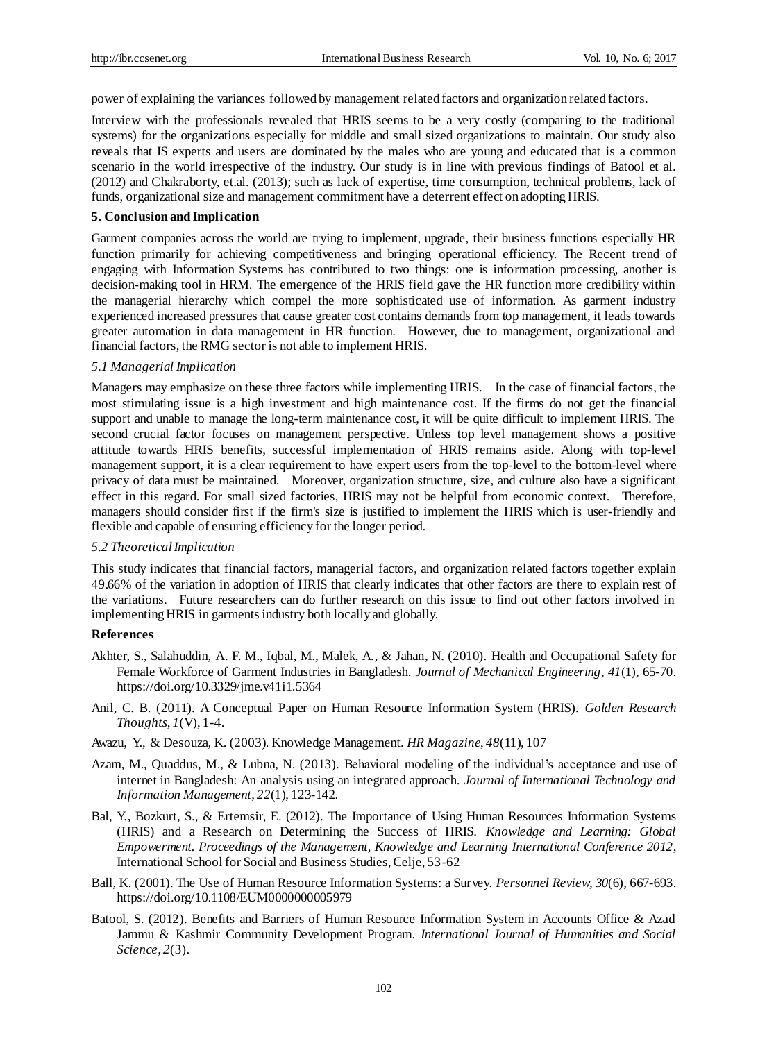power of explaining the variances followed by management related factors and organization related factors.

Interview with the professionals revealed that HRIS seems to be a very costly (comparing to the traditional systems) for the organizations especially for middle and small sized organizations to maintain. Our study also reveals that IS experts and users are dominated by the males who are young and educated that is a common scenario in the world irrespective of the industry. Our study is in line with previous findings of Batool et al. (2012) and Chakraborty, et.al. (2013); such as lack of expertise, time consumption, technical problems, lack of funds, organizational size and management commitment have a deterrent effect on adopting HRIS.

## 5. Conclusion and Implication

Garment companies across the world are trying to implement, upgrade, their business functions especially HR function primarily for achieving competitiveness and bringing operational efficiency. The Recent trend of engaging with Information Systems has contributed to two things: one is information processing, another is decision-making tool in HRM. The emergence of the HRIS field gave the HR function more credibility within the managerial hierarchy which compel the more sophisticated use of information. As garment industry experienced increased pressures that cause greater cost contains demands from top management, it leads towards greater automation in data management in HR function. However, due to management, organizational and financial factors, the RMG sector is not able to implement HRIS.

### *5.1 Managerial Implication*

Managers may emphasize on these three factors while implementing HRIS. In the case of financial factors, the most stimulating issue is a high investment and high maintenance cost. If the firms do not get the financial support and unable to manage the long-term maintenance cost, it will be quite difficult to implement HRIS. The second crucial factor focuses on management perspective. Unless top level management shows a positive attitude towards HRIS benefits, successful implementation of HRIS remains aside. Along with top-level management support, it is a clear requirement to have expert users from the top-level to the bottom-level where privacy of data must be maintained. Moreover, organization structure, size, and culture also have a significant effect in this regard. For small sized factories, HRIS may not be helpful from economic context. Therefore, managers should consider first if the firm's size is justified to implement the HRIS which is user-friendly and flexible and capable of ensuring efficiency for the longer period.

### *5.2 Theoretical Implication*

This study indicates that financial factors, managerial factors, and organization related factors together explain 49.66% of the variation in adoption of HRIS that clearly indicates that other factors are there to explain rest of the variations. Future researchers can do further research on this issue to find out other factors involved in implementing HRIS in garments industry both locally and globally.

## References

Akhter, S., Salahuddin, A. F. M., Iqbal, M., Malek, A., & Jahan, N. (2010). Health and Occupational Safety for Female Workforce of Garment Industries in Bangladesh. *Journal of Mechanical Engineering*, *41*(1), 65-70. https://doi.org/10.3329/jme.v41i1.5364

Anil, C. B. (2011). A Conceptual Paper on Human Resource Information System (HRIS). *Golden Research Thoughts*, *1*(V), 1-4.

Awazu, Y., & Desouza, K. (2003). Knowledge Management. *HR Magazine*, *48*(11), 107

Azam, M., Quaddus, M., & Lubna, N. (2013). Behavioral modeling of the individual's acceptance and use of internet in Bangladesh: An analysis using an integrated approach. *Journal of International Technology and Information Management*, *22*(1), 123-142.

Bal, Y., Bozkurt, S., & Ertemsir, E. (2012). The Importance of Using Human Resources Information Systems (HRIS) and a Research on Determining the Success of HRIS. *Knowledge and Learning: Global Empowerment. Proceedings of the Management, Knowledge and Learning International Conference 2012*, International School for Social and Business Studies, Celje, 53-62

Ball, K. (2001). The Use of Human Resource Information Systems: a Survey. *Personnel Review*, *30*(6), 667-693. https://doi.org/10.1108/EUM0000000005979

Batool, S. (2012). Benefits and Barriers of Human Resource Information System in Accounts Office & Azad Jammu & Kashmir Community Development Program. *International Journal of Humanities and Social Science*, *2*(3).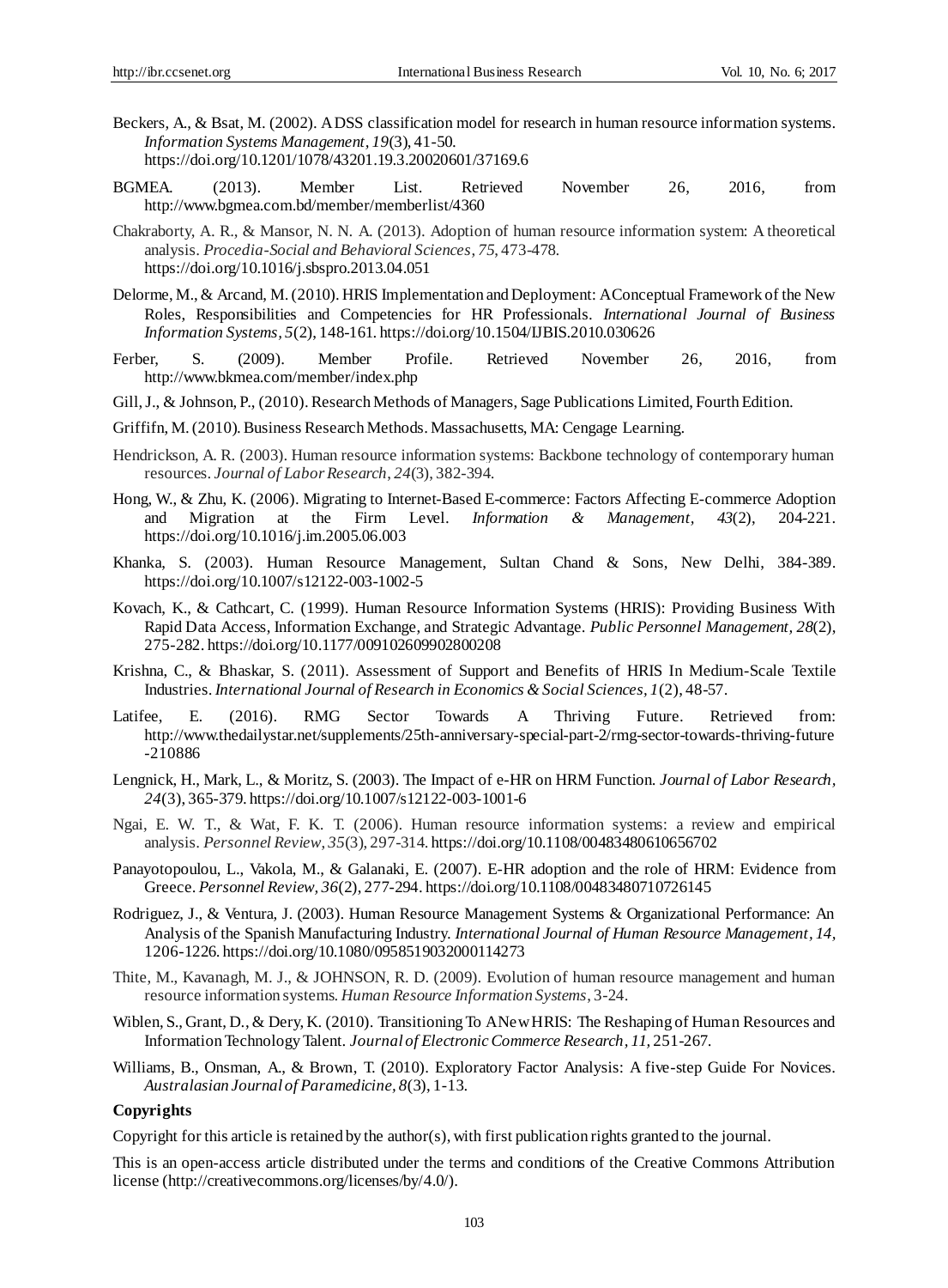Beckers, A., & Bsat, M. (2002). A DSS classification model for research in human resource information systems. *Information Systems Management*, *19*(3), 41-50. https://doi.org/10.1201/1078/43201.19.3.20020601/37169.6

BGMEA. (2013). Member List. Retrieved November 26, 2016, from http://www.bgmea.com.bd/member/memberlist/4360

Chakraborty, A. R., & Mansor, N. N. A. (2013). Adoption of human resource information system: A theoretical analysis. *Procedia-Social and Behavioral Sciences*, *75*, 473-478. https://doi.org/10.1016/j.sbspro.2013.04.051

Delorme, M., & Arcand, M. (2010). HRIS Implementation and Deployment: A Conceptual Framework of the New Roles, Responsibilities and Competencies for HR Professionals. *International Journal of Business Information Systems*, *5*(2), 148-161. https://doi.org/10.1504/IJBIS.2010.030626

Ferber, S. (2009). Member Profile. Retrieved November 26, 2016, from http://www.bkmea.com/member/index.php

Gill, J., & Johnson, P., (2010). Research Methods of Managers, Sage Publications Limited, Fourth Edition.

Griffifn, M. (2010). Business Research Methods. Massachusetts, MA: Cengage Learning.

Hendrickson, A. R. (2003). Human resource information systems: Backbone technology of contemporary human resources. *Journal of Labor Research*, *24*(3), 382-394.

Hong, W., & Zhu, K. (2006). Migrating to Internet-Based E-commerce: Factors Affecting E-commerce Adoption and Migration at the Firm Level. *Information & Management*, *43*(2), 204-221. https://doi.org/10.1016/j.im.2005.06.003

Khanka, S. (2003). Human Resource Management, Sultan Chand & Sons, New Delhi, 384-389. https://doi.org/10.1007/s12122-003-1002-5

Kovach, K., & Cathcart, C. (1999). Human Resource Information Systems (HRIS): Providing Business With Rapid Data Access, Information Exchange, and Strategic Advantage. *Public Personnel Management*, *28*(2), 275-282. https://doi.org/10.1177/009102609902800208

Krishna, C., & Bhaskar, S. (2011). Assessment of Support and Benefits of HRIS In Medium-Scale Textile Industries. *International Journal of Research in Economics & Social Sciences*, *1*(2), 48-57.

Latifee, E. (2016). RMG Sector Towards A Thriving Future. Retrieved from: http://www.thedailystar.net/supplements/25th-anniversary-special-part-2/rmg-sector-towards-thriving-future-210886

Lengnick, H., Mark, L., & Moritz, S. (2003). The Impact of e-HR on HRM Function. *Journal of Labor Research*, *24*(3), 365-379. https://doi.org/10.1007/s12122-003-1001-6

Ngai, E. W. T., & Wat, F. K. T. (2006). Human resource information systems: a review and empirical analysis. *Personnel Review*, *35*(3), 297-314. https://doi.org/10.1108/00483480610656702

Panayotopoulou, L., Vakola, M., & Galanaki, E. (2007). E-HR adoption and the role of HRM: Evidence from Greece. *Personnel Review*, *36*(2), 277-294. https://doi.org/10.1108/00483480710726145

Rodriguez, J., & Ventura, J. (2003). Human Resource Management Systems & Organizational Performance: An Analysis of the Spanish Manufacturing Industry. *International Journal of Human Resource Management*, *14*, 1206-1226. https://doi.org/10.1080/0958519032000114273

Thite, M., Kavanagh, M. J., & JOHNSON, R. D. (2009). Evolution of human resource management and human resource information systems. *Human Resource Information Systems*, 3-24.

Wiblen, S., Grant, D., & Dery, K. (2010). Transitioning To A New HRIS: The Reshaping of Human Resources and Information Technology Talent. *Journal of Electronic Commerce Research*, *11*, 251-267.

Williams, B., Onsman, A., & Brown, T. (2010). Exploratory Factor Analysis: A five-step Guide For Novices. *Australasian Journal of Paramedicine*, *8*(3), 1-13.

**Copyrights**

Copyright for this article is retained by the author(s), with first publication rights granted to the journal.

This is an open-access article distributed under the terms and conditions of the Creative Commons Attribution license (http://creativecommons.org/licenses/by/4.0/).